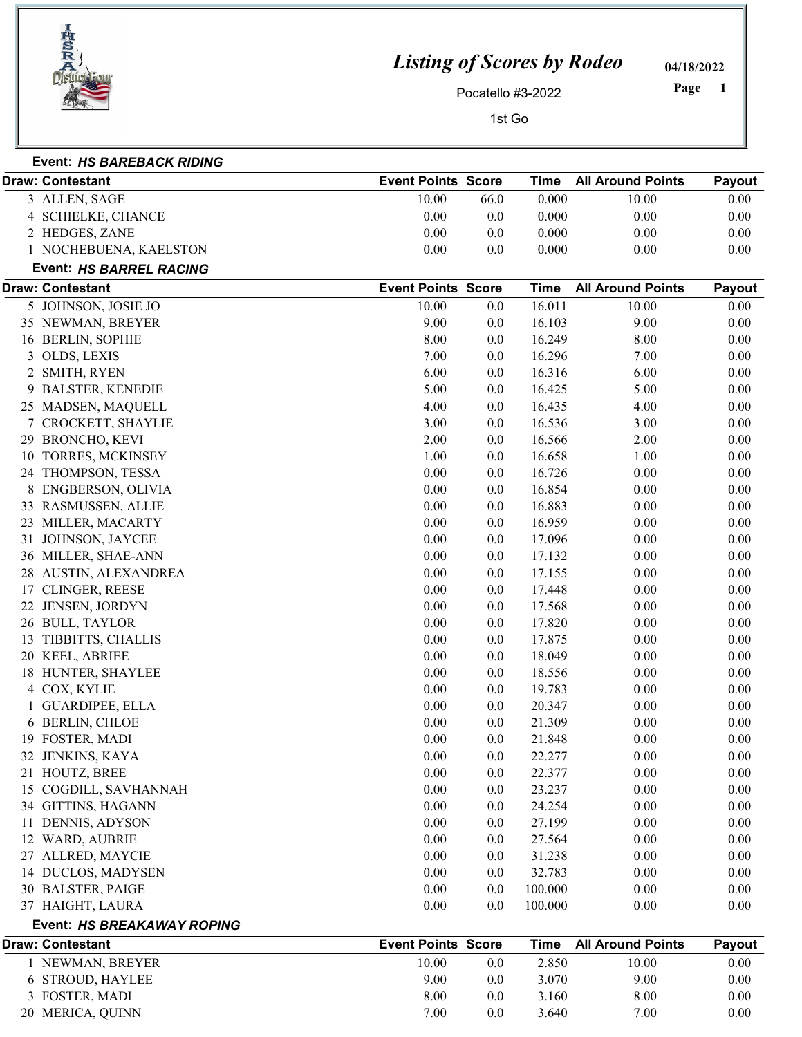# *Listing of Scores by Rodeo*

Pocatello #3-2022

1st Go

04/18/2022

### Event: *HS BAREBACK RIDING*

| Draw: Contestant | Event Points | Score | Time | All Around Points | Payout |
|---|---|---|---|---|---|
| 3 ALLEN, SAGE | 10.00 | 66.0 | 0.000 | 10.00 | 0.00 |
| 4 SCHIELKE, CHANCE | 0.00 | 0.0 | 0.000 | 0.00 | 0.00 |
| 2 HEDGES, ZANE | 0.00 | 0.0 | 0.000 | 0.00 | 0.00 |
| 1 NOCHEBUENA, KAELSTON | 0.00 | 0.0 | 0.000 | 0.00 | 0.00 |

### Event: *HS BARREL RACING*

| Draw: Contestant | Event Points | Score | Time | All Around Points | Payout |
|---|---|---|---|---|---|
| 5 JOHNSON, JOSIE JO | 10.00 | 0.0 | 16.011 | 10.00 | 0.00 |
| 35 NEWMAN, BREYER | 9.00 | 0.0 | 16.103 | 9.00 | 0.00 |
| 16 BERLIN, SOPHIE | 8.00 | 0.0 | 16.249 | 8.00 | 0.00 |
| 3 OLDS, LEXIS | 7.00 | 0.0 | 16.296 | 7.00 | 0.00 |
| 2 SMITH, RYEN | 6.00 | 0.0 | 16.316 | 6.00 | 0.00 |
| 9 BALSTER, KENEDIE | 5.00 | 0.0 | 16.425 | 5.00 | 0.00 |
| 25 MADSEN, MAQUELL | 4.00 | 0.0 | 16.435 | 4.00 | 0.00 |
| 7 CROCKETT, SHAYLIE | 3.00 | 0.0 | 16.536 | 3.00 | 0.00 |
| 29 BRONCHO, KEVI | 2.00 | 0.0 | 16.566 | 2.00 | 0.00 |
| 10 TORRES, MCKINSEY | 1.00 | 0.0 | 16.658 | 1.00 | 0.00 |
| 24 THOMPSON, TESSA | 0.00 | 0.0 | 16.726 | 0.00 | 0.00 |
| 8 ENGBERSON, OLIVIA | 0.00 | 0.0 | 16.854 | 0.00 | 0.00 |
| 33 RASMUSSEN, ALLIE | 0.00 | 0.0 | 16.883 | 0.00 | 0.00 |
| 23 MILLER, MACARTY | 0.00 | 0.0 | 16.959 | 0.00 | 0.00 |
| 31 JOHNSON, JAYCEE | 0.00 | 0.0 | 17.096 | 0.00 | 0.00 |
| 36 MILLER, SHAE-ANN | 0.00 | 0.0 | 17.132 | 0.00 | 0.00 |
| 28 AUSTIN, ALEXANDREA | 0.00 | 0.0 | 17.155 | 0.00 | 0.00 |
| 17 CLINGER, REESE | 0.00 | 0.0 | 17.448 | 0.00 | 0.00 |
| 22 JENSEN, JORDYN | 0.00 | 0.0 | 17.568 | 0.00 | 0.00 |
| 26 BULL, TAYLOR | 0.00 | 0.0 | 17.820 | 0.00 | 0.00 |
| 13 TIBBITTS, CHALLIS | 0.00 | 0.0 | 17.875 | 0.00 | 0.00 |
| 20 KEEL, ABRIEE | 0.00 | 0.0 | 18.049 | 0.00 | 0.00 |
| 18 HUNTER, SHAYLEE | 0.00 | 0.0 | 18.556 | 0.00 | 0.00 |
| 4 COX, KYLIE | 0.00 | 0.0 | 19.783 | 0.00 | 0.00 |
| 1 GUARDIPEE, ELLA | 0.00 | 0.0 | 20.347 | 0.00 | 0.00 |
| 6 BERLIN, CHLOE | 0.00 | 0.0 | 21.309 | 0.00 | 0.00 |
| 19 FOSTER, MADI | 0.00 | 0.0 | 21.848 | 0.00 | 0.00 |
| 32 JENKINS, KAYA | 0.00 | 0.0 | 22.277 | 0.00 | 0.00 |
| 21 HOUTZ, BREE | 0.00 | 0.0 | 22.377 | 0.00 | 0.00 |
| 15 COGDILL, SAVHANNAH | 0.00 | 0.0 | 23.237 | 0.00 | 0.00 |
| 34 GITTINS, HAGANN | 0.00 | 0.0 | 24.254 | 0.00 | 0.00 |
| 11 DENNIS, ADYSON | 0.00 | 0.0 | 27.199 | 0.00 | 0.00 |
| 12 WARD, AUBRIE | 0.00 | 0.0 | 27.564 | 0.00 | 0.00 |
| 27 ALLRED, MAYCIE | 0.00 | 0.0 | 31.238 | 0.00 | 0.00 |
| 14 DUCLOS, MADYSEN | 0.00 | 0.0 | 32.783 | 0.00 | 0.00 |
| 30 BALSTER, PAIGE | 0.00 | 0.0 | 100.000 | 0.00 | 0.00 |
| 37 HAIGHT, LAURA | 0.00 | 0.0 | 100.000 | 0.00 | 0.00 |

### Event: *HS BREAKAWAY ROPING*

| Draw: Contestant | Event Points | Score | Time | All Around Points | Payout |
|---|---|---|---|---|---|
| 1 NEWMAN, BREYER | 10.00 | 0.0 | 2.850 | 10.00 | 0.00 |
| 6 STROUD, HAYLEE | 9.00 | 0.0 | 3.070 | 9.00 | 0.00 |
| 3 FOSTER, MADI | 8.00 | 0.0 | 3.160 | 8.00 | 0.00 |
| 20 MERICA, QUINN | 7.00 | 0.0 | 3.640 | 7.00 | 0.00 |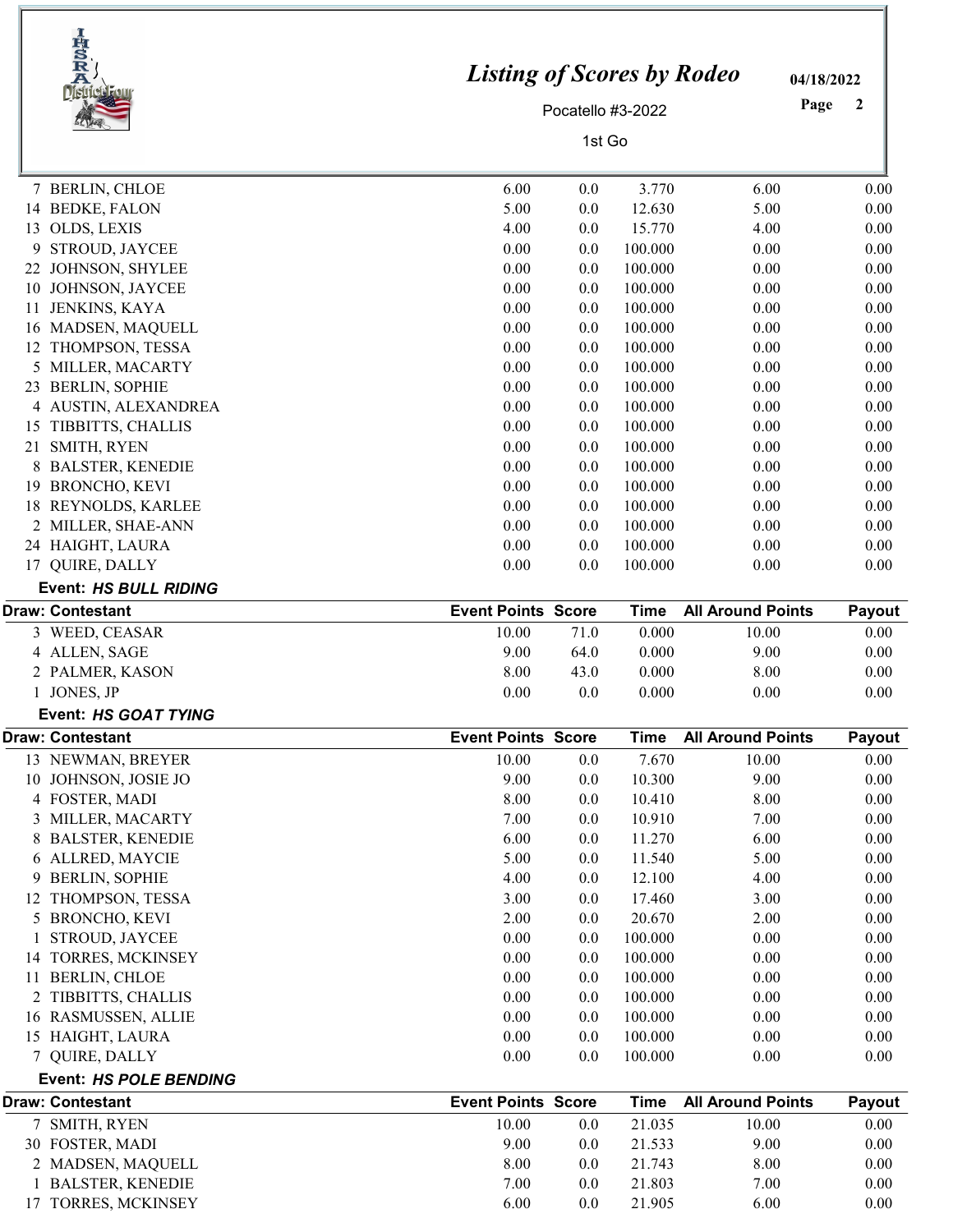| Draw: Contestant | Event Points | Score | Time | All Around Points | Payout |
|---|---|---|---|---|---|
| 7 BERLIN, CHLOE | 6.00 | 0.0 | 3.770 | 6.00 | 0.00 |
| 14 BEDKE, FALON | 5.00 | 0.0 | 12.630 | 5.00 | 0.00 |
| 13 OLDS, LEXIS | 4.00 | 0.0 | 15.770 | 4.00 | 0.00 |
| 9 STROUD, JAYCEE | 0.00 | 0.0 | 100.000 | 0.00 | 0.00 |
| 22 JOHNSON, SHYLEE | 0.00 | 0.0 | 100.000 | 0.00 | 0.00 |
| 10 JOHNSON, JAYCEE | 0.00 | 0.0 | 100.000 | 0.00 | 0.00 |
| 11 JENKINS, KAYA | 0.00 | 0.0 | 100.000 | 0.00 | 0.00 |
| 16 MADSEN, MAQUELL | 0.00 | 0.0 | 100.000 | 0.00 | 0.00 |
| 12 THOMPSON, TESSA | 0.00 | 0.0 | 100.000 | 0.00 | 0.00 |
| 5 MILLER, MACARTY | 0.00 | 0.0 | 100.000 | 0.00 | 0.00 |
| 23 BERLIN, SOPHIE | 0.00 | 0.0 | 100.000 | 0.00 | 0.00 |
| 4 AUSTIN, ALEXANDREA | 0.00 | 0.0 | 100.000 | 0.00 | 0.00 |
| 15 TIBBITTS, CHALLIS | 0.00 | 0.0 | 100.000 | 0.00 | 0.00 |
| 21 SMITH, RYEN | 0.00 | 0.0 | 100.000 | 0.00 | 0.00 |
| 8 BALSTER, KENEDIE | 0.00 | 0.0 | 100.000 | 0.00 | 0.00 |
| 19 BRONCHO, KEVI | 0.00 | 0.0 | 100.000 | 0.00 | 0.00 |
| 18 REYNOLDS, KARLEE | 0.00 | 0.0 | 100.000 | 0.00 | 0.00 |
| 2 MILLER, SHAE-ANN | 0.00 | 0.0 | 100.000 | 0.00 | 0.00 |
| 24 HAIGHT, LAURA | 0.00 | 0.0 | 100.000 | 0.00 | 0.00 |
| 17 QUIRE, DALLY | 0.00 | 0.0 | 100.000 | 0.00 | 0.00 |

**Event: *HS BULL RIDING***

| Draw: Contestant | Event Points | Score | Time | All Around Points | Payout |
|---|---|---|---|---|---|
| 3 WEED, CEASAR | 10.00 | 71.0 | 0.000 | 10.00 | 0.00 |
| 4 ALLEN, SAGE | 9.00 | 64.0 | 0.000 | 9.00 | 0.00 |
| 2 PALMER, KASON | 8.00 | 43.0 | 0.000 | 8.00 | 0.00 |
| 1 JONES, JP | 0.00 | 0.0 | 0.000 | 0.00 | 0.00 |

**Event: *HS GOAT TYING***

| Draw: Contestant | Event Points | Score | Time | All Around Points | Payout |
|---|---|---|---|---|---|
| 13 NEWMAN, BREYER | 10.00 | 0.0 | 7.670 | 10.00 | 0.00 |
| 10 JOHNSON, JOSIE JO | 9.00 | 0.0 | 10.300 | 9.00 | 0.00 |
| 4 FOSTER, MADI | 8.00 | 0.0 | 10.410 | 8.00 | 0.00 |
| 3 MILLER, MACARTY | 7.00 | 0.0 | 10.910 | 7.00 | 0.00 |
| 8 BALSTER, KENEDIE | 6.00 | 0.0 | 11.270 | 6.00 | 0.00 |
| 6 ALLRED, MAYCIE | 5.00 | 0.0 | 11.540 | 5.00 | 0.00 |
| 9 BERLIN, SOPHIE | 4.00 | 0.0 | 12.100 | 4.00 | 0.00 |
| 12 THOMPSON, TESSA | 3.00 | 0.0 | 17.460 | 3.00 | 0.00 |
| 5 BRONCHO, KEVI | 2.00 | 0.0 | 20.670 | 2.00 | 0.00 |
| 1 STROUD, JAYCEE | 0.00 | 0.0 | 100.000 | 0.00 | 0.00 |
| 14 TORRES, MCKINSEY | 0.00 | 0.0 | 100.000 | 0.00 | 0.00 |
| 11 BERLIN, CHLOE | 0.00 | 0.0 | 100.000 | 0.00 | 0.00 |
| 2 TIBBITTS, CHALLIS | 0.00 | 0.0 | 100.000 | 0.00 | 0.00 |
| 16 RASMUSSEN, ALLIE | 0.00 | 0.0 | 100.000 | 0.00 | 0.00 |
| 15 HAIGHT, LAURA | 0.00 | 0.0 | 100.000 | 0.00 | 0.00 |
| 7 QUIRE, DALLY | 0.00 | 0.0 | 100.000 | 0.00 | 0.00 |

**Event: *HS POLE BENDING***

| Draw: Contestant | Event Points | Score | Time | All Around Points | Payout |
|---|---|---|---|---|---|
| 7 SMITH, RYEN | 10.00 | 0.0 | 21.035 | 10.00 | 0.00 |
| 30 FOSTER, MADI | 9.00 | 0.0 | 21.533 | 9.00 | 0.00 |
| 2 MADSEN, MAQUELL | 8.00 | 0.0 | 21.743 | 8.00 | 0.00 |
| 1 BALSTER, KENEDIE | 7.00 | 0.0 | 21.803 | 7.00 | 0.00 |
| 17 TORRES, MCKINSEY | 6.00 | 0.0 | 21.905 | 6.00 | 0.00 |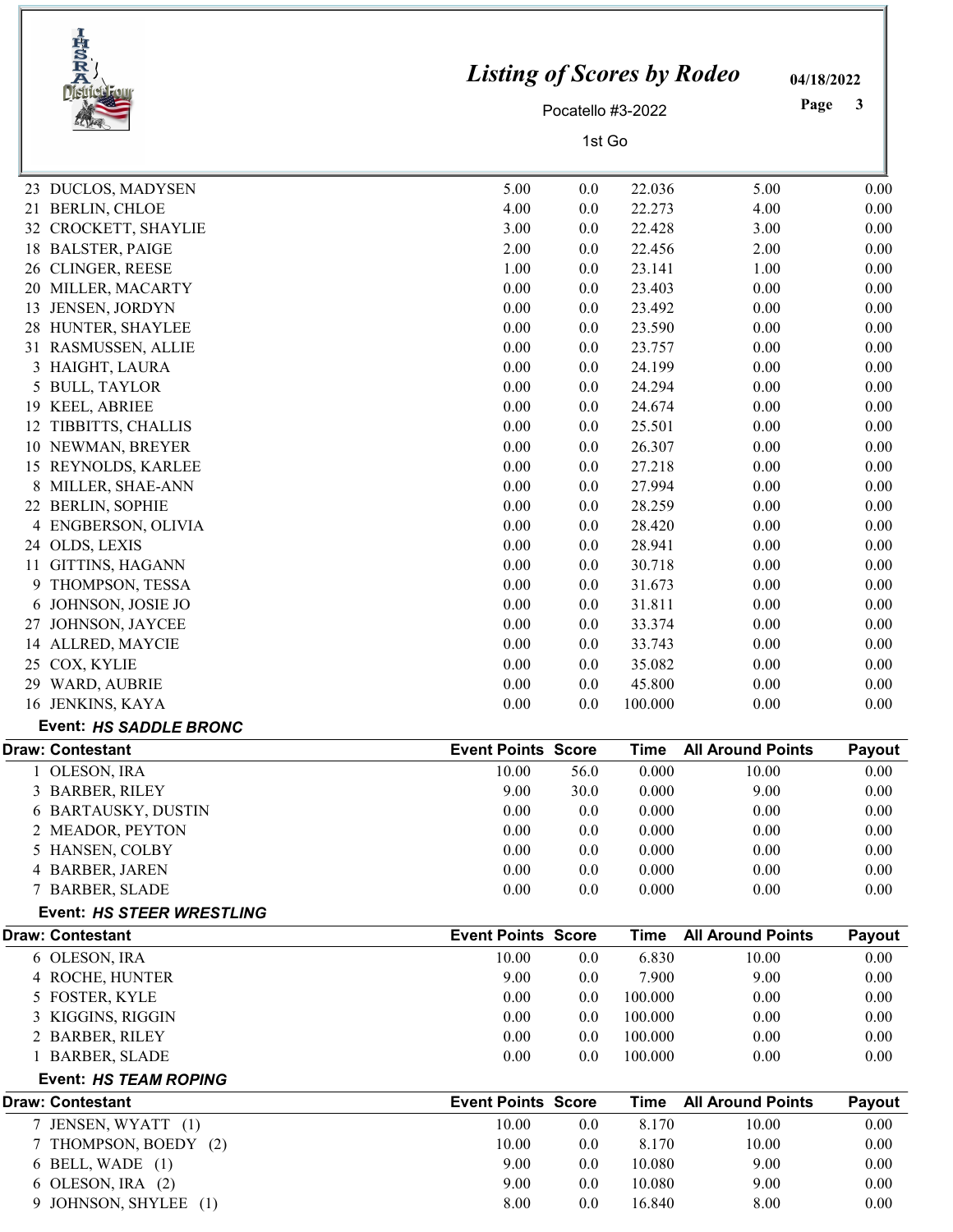# Listing of Scores by Rodeo

Pocatello #3-2022

1st Go

04/18/2022

| Draw: Contestant | Event Points | Score | Time | All Around Points | Payout |
|---|---|---|---|---|---|
| 23 DUCLOS, MADYSEN | 5.00 | 0.0 | 22.036 | 5.00 | 0.00 |
| 21 BERLIN, CHLOE | 4.00 | 0.0 | 22.273 | 4.00 | 0.00 |
| 32 CROCKETT, SHAYLIE | 3.00 | 0.0 | 22.428 | 3.00 | 0.00 |
| 18 BALSTER, PAIGE | 2.00 | 0.0 | 22.456 | 2.00 | 0.00 |
| 26 CLINGER, REESE | 1.00 | 0.0 | 23.141 | 1.00 | 0.00 |
| 20 MILLER, MACARTY | 0.00 | 0.0 | 23.403 | 0.00 | 0.00 |
| 13 JENSEN, JORDYN | 0.00 | 0.0 | 23.492 | 0.00 | 0.00 |
| 28 HUNTER, SHAYLEE | 0.00 | 0.0 | 23.590 | 0.00 | 0.00 |
| 31 RASMUSSEN, ALLIE | 0.00 | 0.0 | 23.757 | 0.00 | 0.00 |
| 3 HAIGHT, LAURA | 0.00 | 0.0 | 24.199 | 0.00 | 0.00 |
| 5 BULL, TAYLOR | 0.00 | 0.0 | 24.294 | 0.00 | 0.00 |
| 19 KEEL, ABRIEE | 0.00 | 0.0 | 24.674 | 0.00 | 0.00 |
| 12 TIBBITTS, CHALLIS | 0.00 | 0.0 | 25.501 | 0.00 | 0.00 |
| 10 NEWMAN, BREYER | 0.00 | 0.0 | 26.307 | 0.00 | 0.00 |
| 15 REYNOLDS, KARLEE | 0.00 | 0.0 | 27.218 | 0.00 | 0.00 |
| 8 MILLER, SHAE-ANN | 0.00 | 0.0 | 27.994 | 0.00 | 0.00 |
| 22 BERLIN, SOPHIE | 0.00 | 0.0 | 28.259 | 0.00 | 0.00 |
| 4 ENGBERSON, OLIVIA | 0.00 | 0.0 | 28.420 | 0.00 | 0.00 |
| 24 OLDS, LEXIS | 0.00 | 0.0 | 28.941 | 0.00 | 0.00 |
| 11 GITTINS, HAGANN | 0.00 | 0.0 | 30.718 | 0.00 | 0.00 |
| 9 THOMPSON, TESSA | 0.00 | 0.0 | 31.673 | 0.00 | 0.00 |
| 6 JOHNSON, JOSIE JO | 0.00 | 0.0 | 31.811 | 0.00 | 0.00 |
| 27 JOHNSON, JAYCEE | 0.00 | 0.0 | 33.374 | 0.00 | 0.00 |
| 14 ALLRED, MAYCIE | 0.00 | 0.0 | 33.743 | 0.00 | 0.00 |
| 25 COX, KYLIE | 0.00 | 0.0 | 35.082 | 0.00 | 0.00 |
| 29 WARD, AUBRIE | 0.00 | 0.0 | 45.800 | 0.00 | 0.00 |
| 16 JENKINS, KAYA | 0.00 | 0.0 | 100.000 | 0.00 | 0.00 |

**Event: *HS SADDLE BRONC***

| Draw: Contestant | Event Points | Score | Time | All Around Points | Payout |
|---|---|---|---|---|---|
| 1 OLESON, IRA | 10.00 | 56.0 | 0.000 | 10.00 | 0.00 |
| 3 BARBER, RILEY | 9.00 | 30.0 | 0.000 | 9.00 | 0.00 |
| 6 BARTAUSKY, DUSTIN | 0.00 | 0.0 | 0.000 | 0.00 | 0.00 |
| 2 MEADOR, PEYTON | 0.00 | 0.0 | 0.000 | 0.00 | 0.00 |
| 5 HANSEN, COLBY | 0.00 | 0.0 | 0.000 | 0.00 | 0.00 |
| 4 BARBER, JAREN | 0.00 | 0.0 | 0.000 | 0.00 | 0.00 |
| 7 BARBER, SLADE | 0.00 | 0.0 | 0.000 | 0.00 | 0.00 |

**Event: *HS STEER WRESTLING***

| Draw: Contestant | Event Points | Score | Time | All Around Points | Payout |
|---|---|---|---|---|---|
| 6 OLESON, IRA | 10.00 | 0.0 | 6.830 | 10.00 | 0.00 |
| 4 ROCHE, HUNTER | 9.00 | 0.0 | 7.900 | 9.00 | 0.00 |
| 5 FOSTER, KYLE | 0.00 | 0.0 | 100.000 | 0.00 | 0.00 |
| 3 KIGGINS, RIGGIN | 0.00 | 0.0 | 100.000 | 0.00 | 0.00 |
| 2 BARBER, RILEY | 0.00 | 0.0 | 100.000 | 0.00 | 0.00 |
| 1 BARBER, SLADE | 0.00 | 0.0 | 100.000 | 0.00 | 0.00 |

**Event: *HS TEAM ROPING***

| Draw: Contestant | Event Points | Score | Time | All Around Points | Payout |
|---|---|---|---|---|---|
| 7 JENSEN, WYATT (1) | 10.00 | 0.0 | 8.170 | 10.00 | 0.00 |
| 7 THOMPSON, BOEDY (2) | 10.00 | 0.0 | 8.170 | 10.00 | 0.00 |
| 6 BELL, WADE (1) | 9.00 | 0.0 | 10.080 | 9.00 | 0.00 |
| 6 OLESON, IRA (2) | 9.00 | 0.0 | 10.080 | 9.00 | 0.00 |
| 9 JOHNSON, SHYLEE (1) | 8.00 | 0.0 | 16.840 | 8.00 | 0.00 |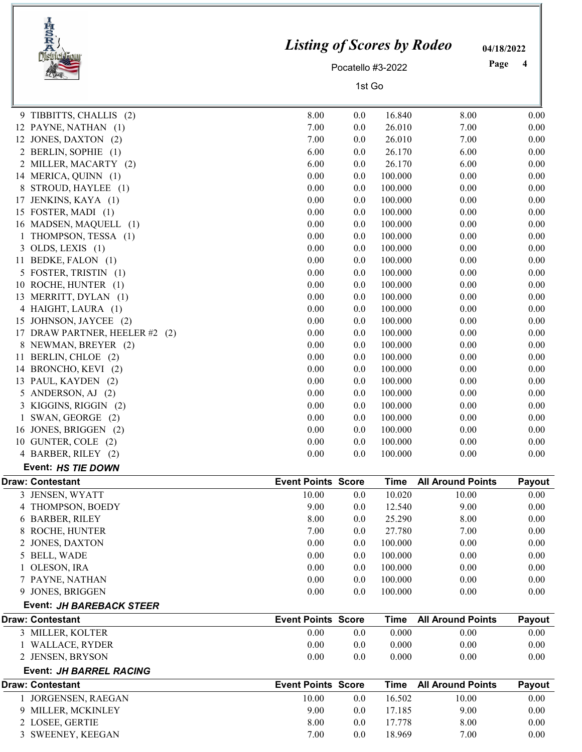# Listing of Scores by Rodeo

Pocatello #3-2022

1st Go

04/18/2022

| Draw: Contestant | Event Points | Score | Time | All Around Points | Payout |
|---|---|---|---|---|---|
| 9 TIBBITTS, CHALLIS (2) | 8.00 | 0.0 | 16.840 | 8.00 | 0.00 |
| 12 PAYNE, NATHAN (1) | 7.00 | 0.0 | 26.010 | 7.00 | 0.00 |
| 12 JONES, DAXTON (2) | 7.00 | 0.0 | 26.010 | 7.00 | 0.00 |
| 2 BERLIN, SOPHIE (1) | 6.00 | 0.0 | 26.170 | 6.00 | 0.00 |
| 2 MILLER, MACARTY (2) | 6.00 | 0.0 | 26.170 | 6.00 | 0.00 |
| 14 MERICA, QUINN (1) | 0.00 | 0.0 | 100.000 | 0.00 | 0.00 |
| 8 STROUD, HAYLEE (1) | 0.00 | 0.0 | 100.000 | 0.00 | 0.00 |
| 17 JENKINS, KAYA (1) | 0.00 | 0.0 | 100.000 | 0.00 | 0.00 |
| 15 FOSTER, MADI (1) | 0.00 | 0.0 | 100.000 | 0.00 | 0.00 |
| 16 MADSEN, MAQUELL (1) | 0.00 | 0.0 | 100.000 | 0.00 | 0.00 |
| 1 THOMPSON, TESSA (1) | 0.00 | 0.0 | 100.000 | 0.00 | 0.00 |
| 3 OLDS, LEXIS (1) | 0.00 | 0.0 | 100.000 | 0.00 | 0.00 |
| 11 BEDKE, FALON (1) | 0.00 | 0.0 | 100.000 | 0.00 | 0.00 |
| 5 FOSTER, TRISTIN (1) | 0.00 | 0.0 | 100.000 | 0.00 | 0.00 |
| 10 ROCHE, HUNTER (1) | 0.00 | 0.0 | 100.000 | 0.00 | 0.00 |
| 13 MERRITT, DYLAN (1) | 0.00 | 0.0 | 100.000 | 0.00 | 0.00 |
| 4 HAIGHT, LAURA (1) | 0.00 | 0.0 | 100.000 | 0.00 | 0.00 |
| 15 JOHNSON, JAYCEE (2) | 0.00 | 0.0 | 100.000 | 0.00 | 0.00 |
| 17 DRAW PARTNER, HEELER #2 (2) | 0.00 | 0.0 | 100.000 | 0.00 | 0.00 |
| 8 NEWMAN, BREYER (2) | 0.00 | 0.0 | 100.000 | 0.00 | 0.00 |
| 11 BERLIN, CHLOE (2) | 0.00 | 0.0 | 100.000 | 0.00 | 0.00 |
| 14 BRONCHO, KEVI (2) | 0.00 | 0.0 | 100.000 | 0.00 | 0.00 |
| 13 PAUL, KAYDEN (2) | 0.00 | 0.0 | 100.000 | 0.00 | 0.00 |
| 5 ANDERSON, AJ (2) | 0.00 | 0.0 | 100.000 | 0.00 | 0.00 |
| 3 KIGGINS, RIGGIN (2) | 0.00 | 0.0 | 100.000 | 0.00 | 0.00 |
| 1 SWAN, GEORGE (2) | 0.00 | 0.0 | 100.000 | 0.00 | 0.00 |
| 16 JONES, BRIGGEN (2) | 0.00 | 0.0 | 100.000 | 0.00 | 0.00 |
| 10 GUNTER, COLE (2) | 0.00 | 0.0 | 100.000 | 0.00 | 0.00 |
| 4 BARBER, RILEY (2) | 0.00 | 0.0 | 100.000 | 0.00 | 0.00 |

**Event: *HS TIE DOWN***

| Draw: Contestant | Event Points | Score | Time | All Around Points | Payout |
|---|---|---|---|---|---|
| 3 JENSEN, WYATT | 10.00 | 0.0 | 10.020 | 10.00 | 0.00 |
| 4 THOMPSON, BOEDY | 9.00 | 0.0 | 12.540 | 9.00 | 0.00 |
| 6 BARBER, RILEY | 8.00 | 0.0 | 25.290 | 8.00 | 0.00 |
| 8 ROCHE, HUNTER | 7.00 | 0.0 | 27.780 | 7.00 | 0.00 |
| 2 JONES, DAXTON | 0.00 | 0.0 | 100.000 | 0.00 | 0.00 |
| 5 BELL, WADE | 0.00 | 0.0 | 100.000 | 0.00 | 0.00 |
| 1 OLESON, IRA | 0.00 | 0.0 | 100.000 | 0.00 | 0.00 |
| 7 PAYNE, NATHAN | 0.00 | 0.0 | 100.000 | 0.00 | 0.00 |
| 9 JONES, BRIGGEN | 0.00 | 0.0 | 100.000 | 0.00 | 0.00 |

**Event: *JH BAREBACK STEER***

| Draw: Contestant | Event Points | Score | Time | All Around Points | Payout |
|---|---|---|---|---|---|
| 3 MILLER, KOLTER | 0.00 | 0.0 | 0.000 | 0.00 | 0.00 |
| 1 WALLACE, RYDER | 0.00 | 0.0 | 0.000 | 0.00 | 0.00 |
| 2 JENSEN, BRYSON | 0.00 | 0.0 | 0.000 | 0.00 | 0.00 |

**Event: *JH BARREL RACING***

| Draw: Contestant | Event Points | Score | Time | All Around Points | Payout |
|---|---|---|---|---|---|
| 1 JORGENSEN, RAEGAN | 10.00 | 0.0 | 16.502 | 10.00 | 0.00 |
| 9 MILLER, MCKINLEY | 9.00 | 0.0 | 17.185 | 9.00 | 0.00 |
| 2 LOSEE, GERTIE | 8.00 | 0.0 | 17.778 | 8.00 | 0.00 |
| 3 SWEENEY, KEEGAN | 7.00 | 0.0 | 18.969 | 7.00 | 0.00 |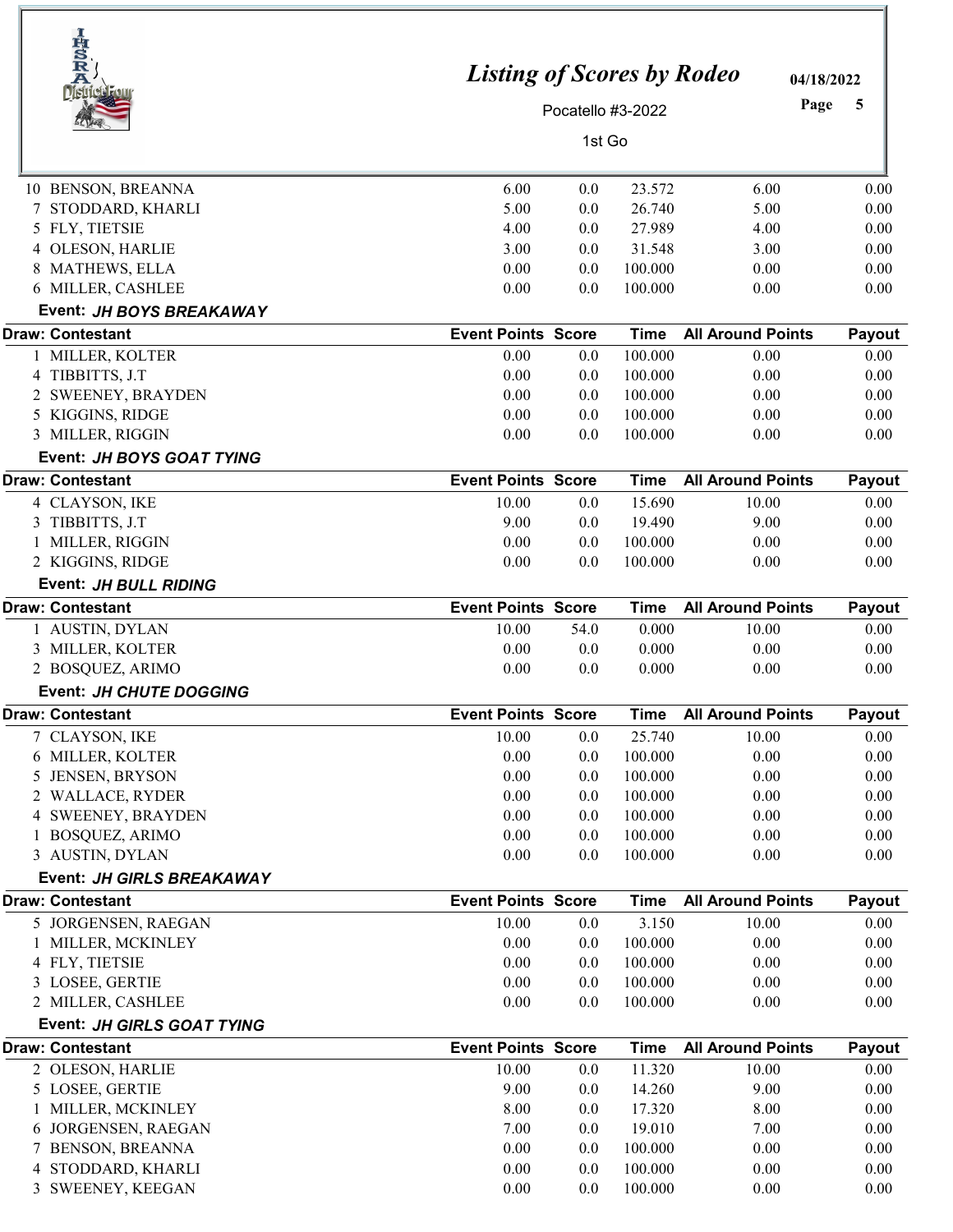| Draw: Contestant | Event Points | Score | Time | All Around Points | Payout |
|---|---|---|---|---|---|
| 10 BENSON, BREANNA | 6.00 | 0.0 | 23.572 | 6.00 | 0.00 |
| 7 STODDARD, KHARLI | 5.00 | 0.0 | 26.740 | 5.00 | 0.00 |
| 5 FLY, TIETSIE | 4.00 | 0.0 | 27.989 | 4.00 | 0.00 |
| 4 OLESON, HARLIE | 3.00 | 0.0 | 31.548 | 3.00 | 0.00 |
| 8 MATHEWS, ELLA | 0.00 | 0.0 | 100.000 | 0.00 | 0.00 |
| 6 MILLER, CASHLEE | 0.00 | 0.0 | 100.000 | 0.00 | 0.00 |

**Event: *JH BOYS BREAKAWAY***

| Draw: Contestant | Event Points | Score | Time | All Around Points | Payout |
|---|---|---|---|---|---|
| 1 MILLER, KOLTER | 0.00 | 0.0 | 100.000 | 0.00 | 0.00 |
| 4 TIBBITTS, J.T | 0.00 | 0.0 | 100.000 | 0.00 | 0.00 |
| 2 SWEENEY, BRAYDEN | 0.00 | 0.0 | 100.000 | 0.00 | 0.00 |
| 5 KIGGINS, RIDGE | 0.00 | 0.0 | 100.000 | 0.00 | 0.00 |
| 3 MILLER, RIGGIN | 0.00 | 0.0 | 100.000 | 0.00 | 0.00 |

**Event: *JH BOYS GOAT TYING***

| Draw: Contestant | Event Points | Score | Time | All Around Points | Payout |
|---|---|---|---|---|---|
| 4 CLAYSON, IKE | 10.00 | 0.0 | 15.690 | 10.00 | 0.00 |
| 3 TIBBITTS, J.T | 9.00 | 0.0 | 19.490 | 9.00 | 0.00 |
| 1 MILLER, RIGGIN | 0.00 | 0.0 | 100.000 | 0.00 | 0.00 |
| 2 KIGGINS, RIDGE | 0.00 | 0.0 | 100.000 | 0.00 | 0.00 |

**Event: *JH BULL RIDING***

| Draw: Contestant | Event Points | Score | Time | All Around Points | Payout |
|---|---|---|---|---|---|
| 1 AUSTIN, DYLAN | 10.00 | 54.0 | 0.000 | 10.00 | 0.00 |
| 3 MILLER, KOLTER | 0.00 | 0.0 | 0.000 | 0.00 | 0.00 |
| 2 BOSQUEZ, ARIMO | 0.00 | 0.0 | 0.000 | 0.00 | 0.00 |

**Event: *JH CHUTE DOGGING***

| Draw: Contestant | Event Points | Score | Time | All Around Points | Payout |
|---|---|---|---|---|---|
| 7 CLAYSON, IKE | 10.00 | 0.0 | 25.740 | 10.00 | 0.00 |
| 6 MILLER, KOLTER | 0.00 | 0.0 | 100.000 | 0.00 | 0.00 |
| 5 JENSEN, BRYSON | 0.00 | 0.0 | 100.000 | 0.00 | 0.00 |
| 2 WALLACE, RYDER | 0.00 | 0.0 | 100.000 | 0.00 | 0.00 |
| 4 SWEENEY, BRAYDEN | 0.00 | 0.0 | 100.000 | 0.00 | 0.00 |
| 1 BOSQUEZ, ARIMO | 0.00 | 0.0 | 100.000 | 0.00 | 0.00 |
| 3 AUSTIN, DYLAN | 0.00 | 0.0 | 100.000 | 0.00 | 0.00 |

**Event: *JH GIRLS BREAKAWAY***

| Draw: Contestant | Event Points | Score | Time | All Around Points | Payout |
|---|---|---|---|---|---|
| 5 JORGENSEN, RAEGAN | 10.00 | 0.0 | 3.150 | 10.00 | 0.00 |
| 1 MILLER, MCKINLEY | 0.00 | 0.0 | 100.000 | 0.00 | 0.00 |
| 4 FLY, TIETSIE | 0.00 | 0.0 | 100.000 | 0.00 | 0.00 |
| 3 LOSEE, GERTIE | 0.00 | 0.0 | 100.000 | 0.00 | 0.00 |
| 2 MILLER, CASHLEE | 0.00 | 0.0 | 100.000 | 0.00 | 0.00 |

**Event: *JH GIRLS GOAT TYING***

| Draw: Contestant | Event Points | Score | Time | All Around Points | Payout |
|---|---|---|---|---|---|
| 2 OLESON, HARLIE | 10.00 | 0.0 | 11.320 | 10.00 | 0.00 |
| 5 LOSEE, GERTIE | 9.00 | 0.0 | 14.260 | 9.00 | 0.00 |
| 1 MILLER, MCKINLEY | 8.00 | 0.0 | 17.320 | 8.00 | 0.00 |
| 6 JORGENSEN, RAEGAN | 7.00 | 0.0 | 19.010 | 7.00 | 0.00 |
| 7 BENSON, BREANNA | 0.00 | 0.0 | 100.000 | 0.00 | 0.00 |
| 4 STODDARD, KHARLI | 0.00 | 0.0 | 100.000 | 0.00 | 0.00 |
| 3 SWEENEY, KEEGAN | 0.00 | 0.0 | 100.000 | 0.00 | 0.00 |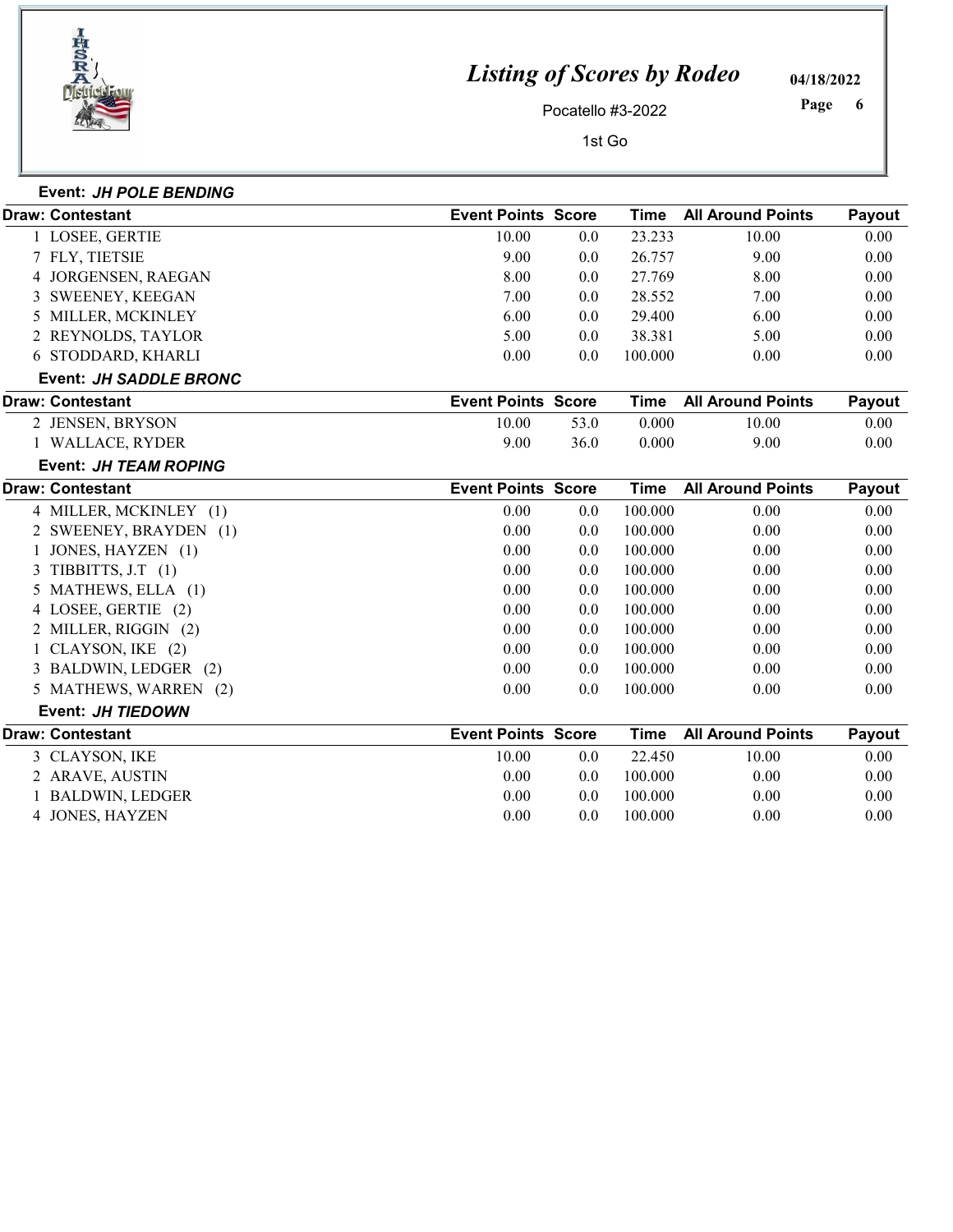# Listing of Scores by Rodeo

04/18/2022

Pocatello #3-2022

1st Go

### Event: *JH POLE BENDING*

| Draw: Contestant | Event Points | Score | Time | All Around Points | Payout |
|---|---|---|---|---|---|
| 1 LOSEE, GERTIE | 10.00 | 0.0 | 23.233 | 10.00 | 0.00 |
| 7 FLY, TIETSIE | 9.00 | 0.0 | 26.757 | 9.00 | 0.00 |
| 4 JORGENSEN, RAEGAN | 8.00 | 0.0 | 27.769 | 8.00 | 0.00 |
| 3 SWEENEY, KEEGAN | 7.00 | 0.0 | 28.552 | 7.00 | 0.00 |
| 5 MILLER, MCKINLEY | 6.00 | 0.0 | 29.400 | 6.00 | 0.00 |
| 2 REYNOLDS, TAYLOR | 5.00 | 0.0 | 38.381 | 5.00 | 0.00 |
| 6 STODDARD, KHARLI | 0.00 | 0.0 | 100.000 | 0.00 | 0.00 |

### Event: *JH SADDLE BRONC*

| Draw: Contestant | Event Points | Score | Time | All Around Points | Payout |
|---|---|---|---|---|---|
| 2 JENSEN, BRYSON | 10.00 | 53.0 | 0.000 | 10.00 | 0.00 |
| 1 WALLACE, RYDER | 9.00 | 36.0 | 0.000 | 9.00 | 0.00 |

### Event: *JH TEAM ROPING*

| Draw: Contestant | Event Points | Score | Time | All Around Points | Payout |
|---|---|---|---|---|---|
| 4 MILLER, MCKINLEY (1) | 0.00 | 0.0 | 100.000 | 0.00 | 0.00 |
| 2 SWEENEY, BRAYDEN (1) | 0.00 | 0.0 | 100.000 | 0.00 | 0.00 |
| 1 JONES, HAYZEN (1) | 0.00 | 0.0 | 100.000 | 0.00 | 0.00 |
| 3 TIBBITTS, J.T (1) | 0.00 | 0.0 | 100.000 | 0.00 | 0.00 |
| 5 MATHEWS, ELLA (1) | 0.00 | 0.0 | 100.000 | 0.00 | 0.00 |
| 4 LOSEE, GERTIE (2) | 0.00 | 0.0 | 100.000 | 0.00 | 0.00 |
| 2 MILLER, RIGGIN (2) | 0.00 | 0.0 | 100.000 | 0.00 | 0.00 |
| 1 CLAYSON, IKE (2) | 0.00 | 0.0 | 100.000 | 0.00 | 0.00 |
| 3 BALDWIN, LEDGER (2) | 0.00 | 0.0 | 100.000 | 0.00 | 0.00 |
| 5 MATHEWS, WARREN (2) | 0.00 | 0.0 | 100.000 | 0.00 | 0.00 |

### Event: *JH TIEDOWN*

| Draw: Contestant | Event Points | Score | Time | All Around Points | Payout |
|---|---|---|---|---|---|
| 3 CLAYSON, IKE | 10.00 | 0.0 | 22.450 | 10.00 | 0.00 |
| 2 ARAVE, AUSTIN | 0.00 | 0.0 | 100.000 | 0.00 | 0.00 |
| 1 BALDWIN, LEDGER | 0.00 | 0.0 | 100.000 | 0.00 | 0.00 |
| 4 JONES, HAYZEN | 0.00 | 0.0 | 100.000 | 0.00 | 0.00 |